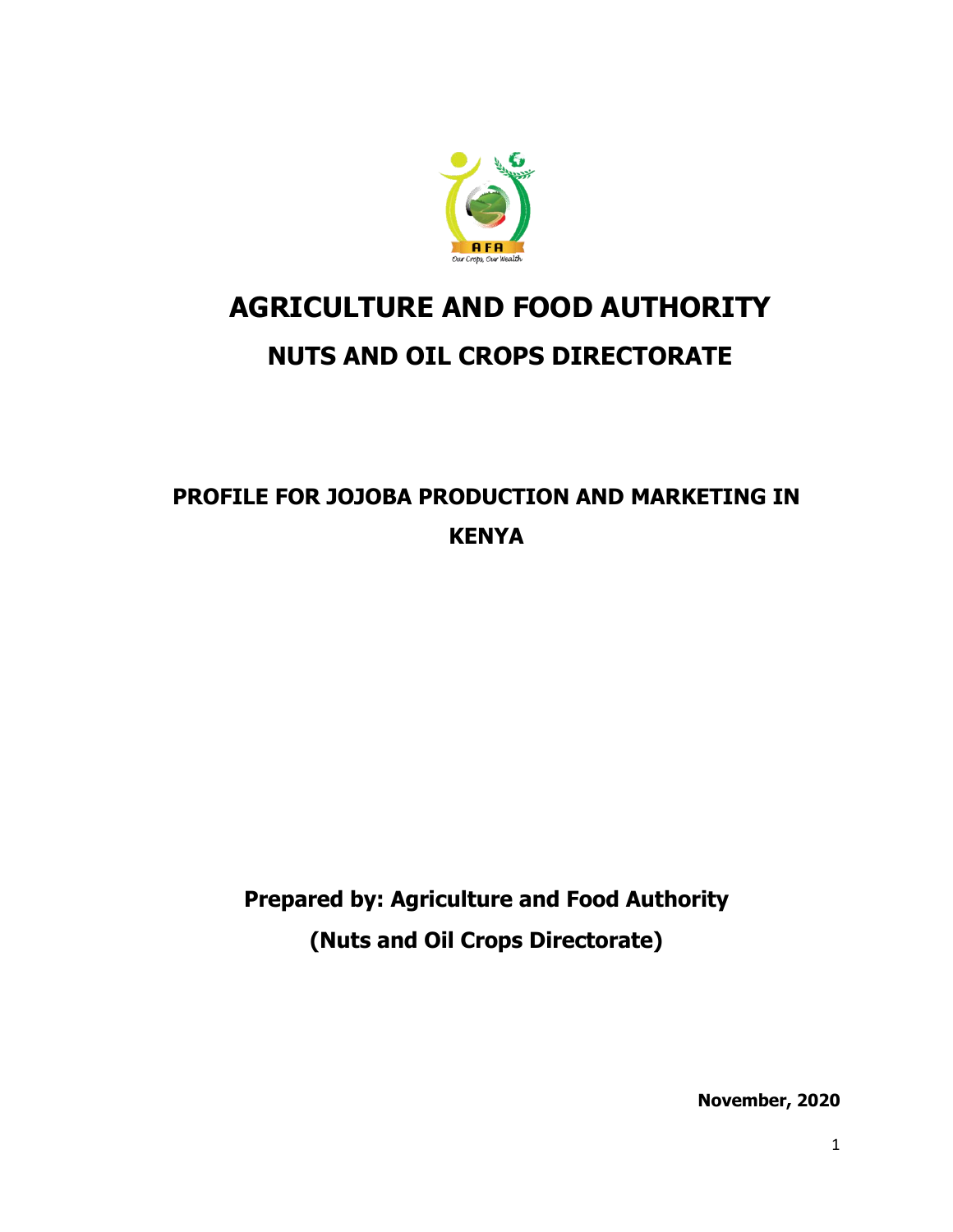# AGRICULTURE AND FOOD AUTHORITY

## NUTS AND OIL CROPS DIRECTORATE

### PROFILE FOR JOJOBA PRODUCTION AND MARKETING IN KENYA

**Prepared by: Agriculture and Food Authority**

**(Nuts and Oil Crops Directorate)**

**November, 2020**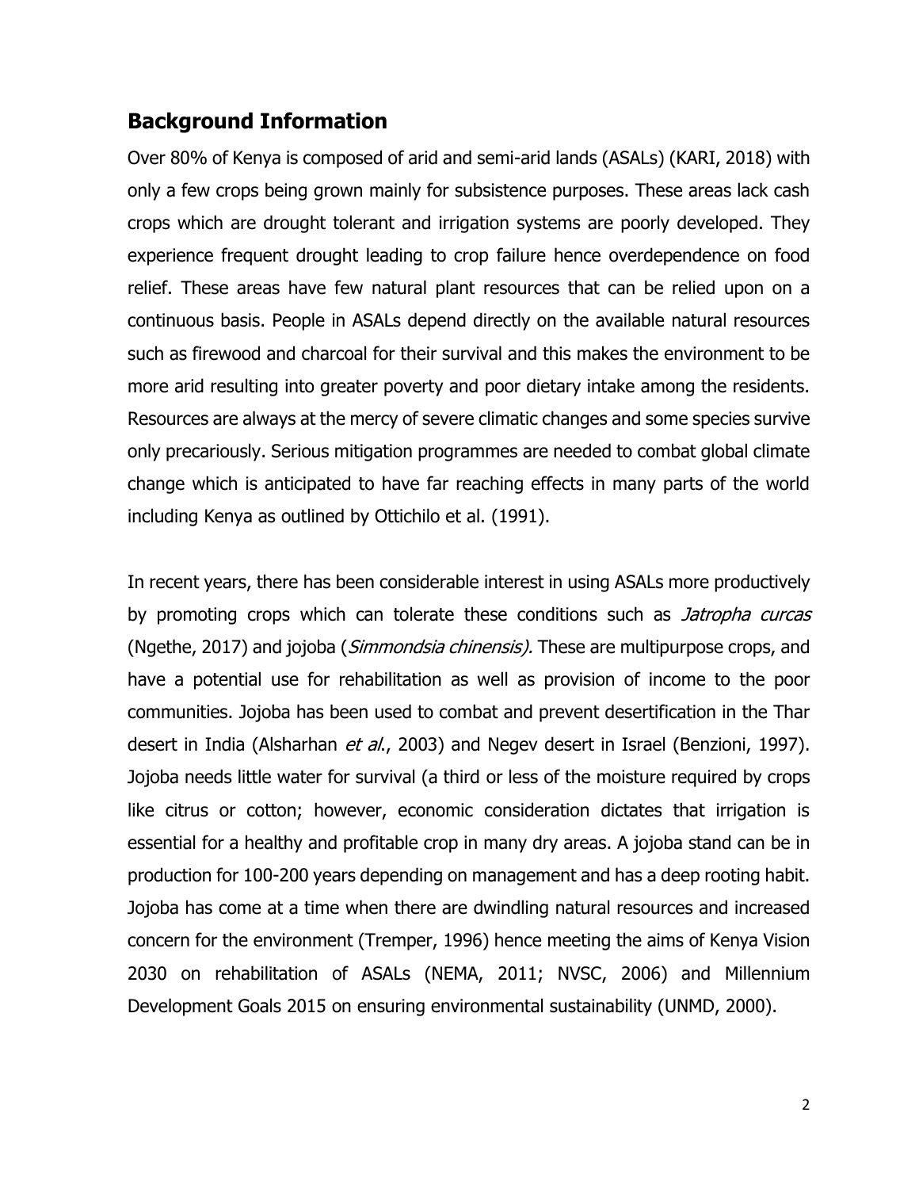## Background Information

Over 80% of Kenya is composed of arid and semi-arid lands (ASALs) (KARI, 2018) with only a few crops being grown mainly for subsistence purposes. These areas lack cash crops which are drought tolerant and irrigation systems are poorly developed. They experience frequent drought leading to crop failure hence overdependence on food relief. These areas have few natural plant resources that can be relied upon on a continuous basis. People in ASALs depend directly on the available natural resources such as firewood and charcoal for their survival and this makes the environment to be more arid resulting into greater poverty and poor dietary intake among the residents. Resources are always at the mercy of severe climatic changes and some species survive only precariously. Serious mitigation programmes are needed to combat global climate change which is anticipated to have far reaching effects in many parts of the world including Kenya as outlined by Ottichilo et al. (1991).

In recent years, there has been considerable interest in using ASALs more productively by promoting crops which can tolerate these conditions such as *Jatropha curcas* (Ngethe, 2017) and jojoba (*Simmondsia chinensis).* These are multipurpose crops, and have a potential use for rehabilitation as well as provision of income to the poor communities. Jojoba has been used to combat and prevent desertification in the Thar desert in India (Alsharhan *et al.*, 2003) and Negev desert in Israel (Benzioni, 1997). Jojoba needs little water for survival (a third or less of the moisture required by crops like citrus or cotton; however, economic consideration dictates that irrigation is essential for a healthy and profitable crop in many dry areas. A jojoba stand can be in production for 100-200 years depending on management and has a deep rooting habit. Jojoba has come at a time when there are dwindling natural resources and increased concern for the environment (Tremper, 1996) hence meeting the aims of Kenya Vision 2030 on rehabilitation of ASALs (NEMA, 2011; NVSC, 2006) and Millennium Development Goals 2015 on ensuring environmental sustainability (UNMD, 2000).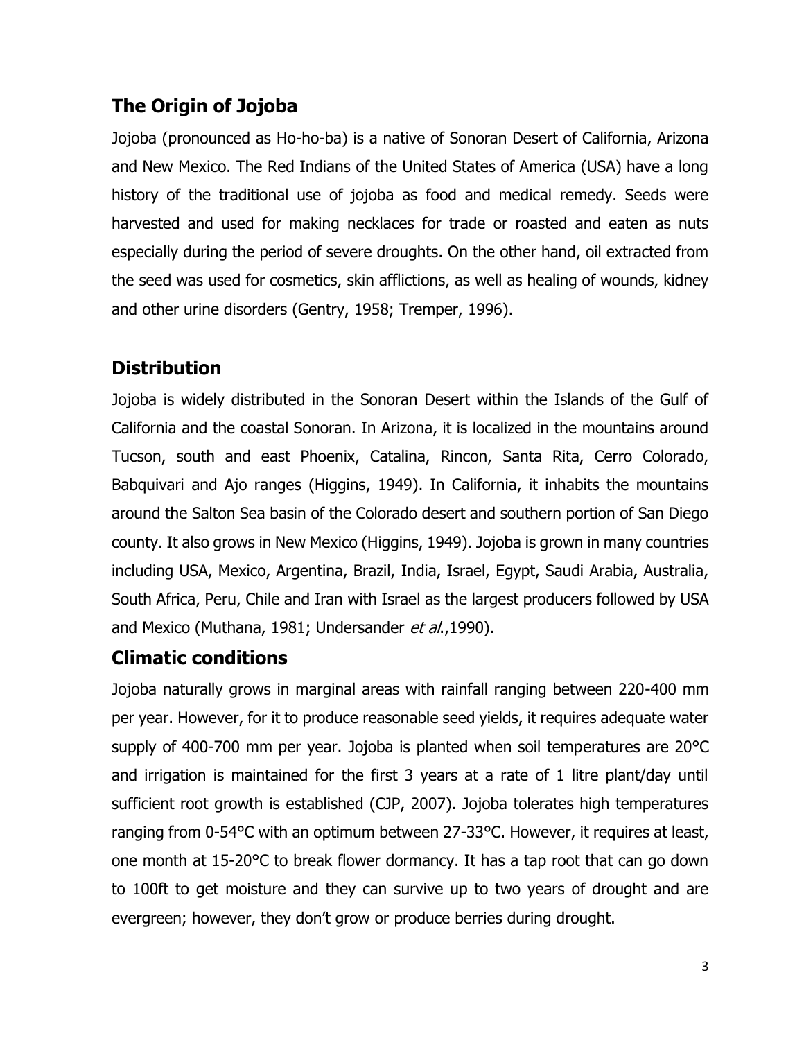## The Origin of Jojoba

Jojoba (pronounced as Ho-ho-ba) is a native of Sonoran Desert of California, Arizona and New Mexico. The Red Indians of the United States of America (USA) have a long history of the traditional use of jojoba as food and medical remedy. Seeds were harvested and used for making necklaces for trade or roasted and eaten as nuts especially during the period of severe droughts. On the other hand, oil extracted from the seed was used for cosmetics, skin afflictions, as well as healing of wounds, kidney and other urine disorders (Gentry, 1958; Tremper, 1996).

## Distribution

Jojoba is widely distributed in the Sonoran Desert within the Islands of the Gulf of California and the coastal Sonoran. In Arizona, it is localized in the mountains around Tucson, south and east Phoenix, Catalina, Rincon, Santa Rita, Cerro Colorado, Babquivari and Ajo ranges (Higgins, 1949). In California, it inhabits the mountains around the Salton Sea basin of the Colorado desert and southern portion of San Diego county. It also grows in New Mexico (Higgins, 1949). Jojoba is grown in many countries including USA, Mexico, Argentina, Brazil, India, Israel, Egypt, Saudi Arabia, Australia, South Africa, Peru, Chile and Iran with Israel as the largest producers followed by USA and Mexico (Muthana, 1981; Undersander *et al.*,1990).

## Climatic conditions

Jojoba naturally grows in marginal areas with rainfall ranging between 220-400 mm per year. However, for it to produce reasonable seed yields, it requires adequate water supply of 400-700 mm per year. Jojoba is planted when soil temperatures are 20°C and irrigation is maintained for the first 3 years at a rate of 1 litre plant/day until sufficient root growth is established (CJP, 2007). Jojoba tolerates high temperatures ranging from 0-54°C with an optimum between 27-33°C. However, it requires at least, one month at 15-20°C to break flower dormancy. It has a tap root that can go down to 100ft to get moisture and they can survive up to two years of drought and are evergreen; however, they don't grow or produce berries during drought.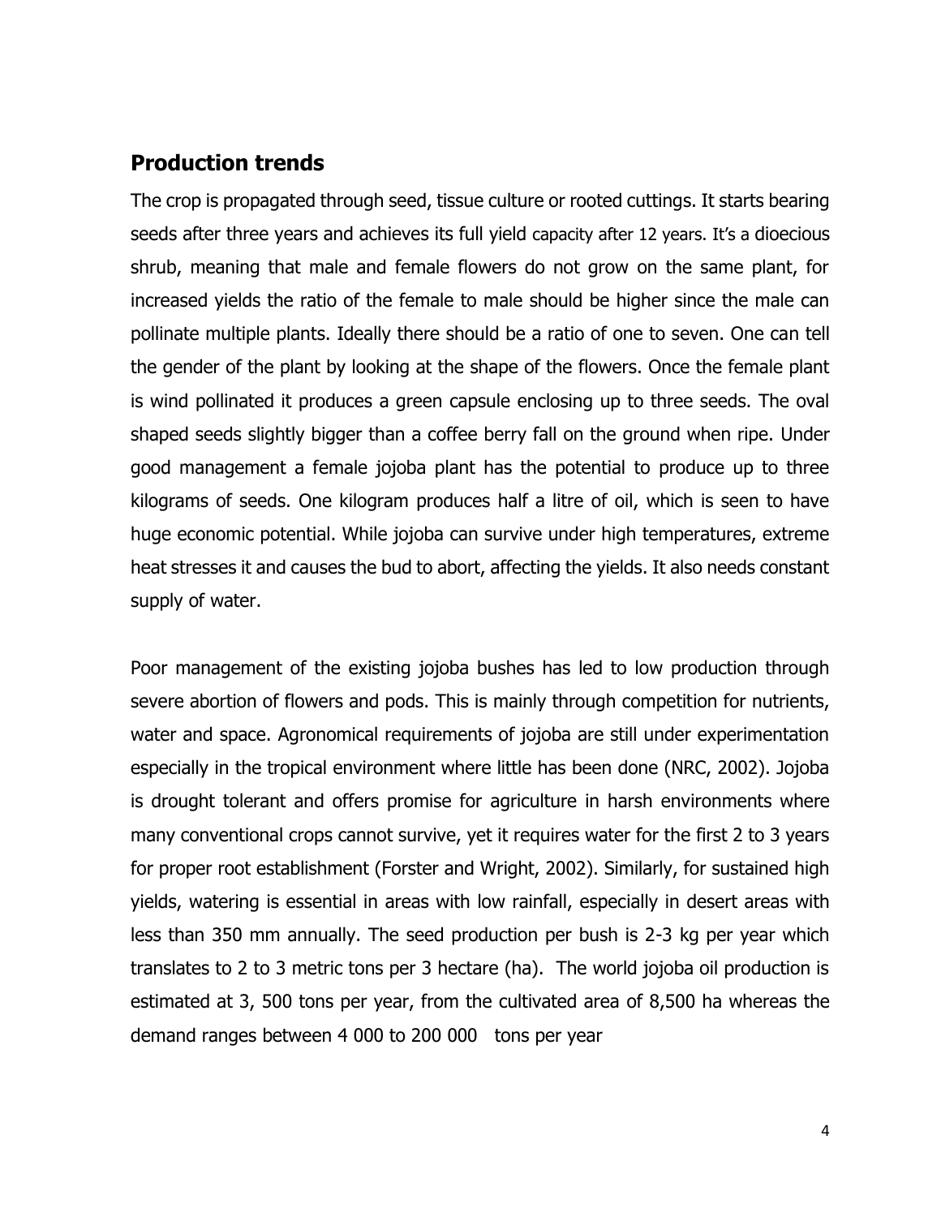## Production trends

The crop is propagated through seed, tissue culture or rooted cuttings. It starts bearing seeds after three years and achieves its full yield capacity after 12 years. It's a dioecious shrub, meaning that male and female flowers do not grow on the same plant, for increased yields the ratio of the female to male should be higher since the male can pollinate multiple plants. Ideally there should be a ratio of one to seven. One can tell the gender of the plant by looking at the shape of the flowers. Once the female plant is wind pollinated it produces a green capsule enclosing up to three seeds. The oval shaped seeds slightly bigger than a coffee berry fall on the ground when ripe. Under good management a female jojoba plant has the potential to produce up to three kilograms of seeds. One kilogram produces half a litre of oil, which is seen to have huge economic potential. While jojoba can survive under high temperatures, extreme heat stresses it and causes the bud to abort, affecting the yields. It also needs constant supply of water.

Poor management of the existing jojoba bushes has led to low production through severe abortion of flowers and pods. This is mainly through competition for nutrients, water and space. Agronomical requirements of jojoba are still under experimentation especially in the tropical environment where little has been done (NRC, 2002). Jojoba is drought tolerant and offers promise for agriculture in harsh environments where many conventional crops cannot survive, yet it requires water for the first 2 to 3 years for proper root establishment (Forster and Wright, 2002). Similarly, for sustained high yields, watering is essential in areas with low rainfall, especially in desert areas with less than 350 mm annually. The seed production per bush is 2-3 kg per year which translates to 2 to 3 metric tons per 3 hectare (ha). The world jojoba oil production is estimated at 3, 500 tons per year, from the cultivated area of 8,500 ha whereas the demand ranges between 4 000 to 200 000 tons per year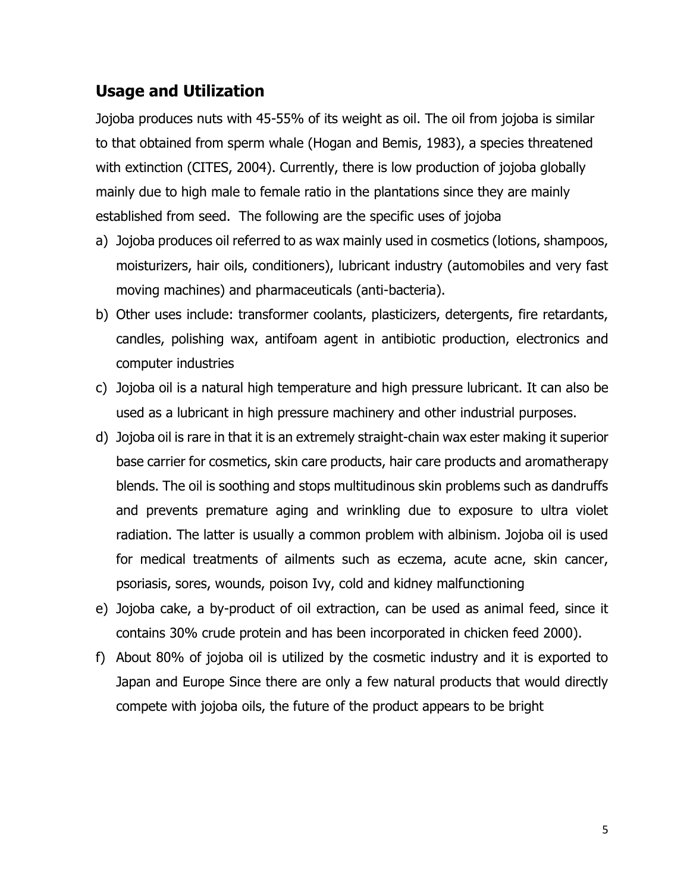## Usage and Utilization

Jojoba produces nuts with 45-55% of its weight as oil. The oil from jojoba is similar to that obtained from sperm whale (Hogan and Bemis, 1983), a species threatened with extinction (CITES, 2004). Currently, there is low production of jojoba globally mainly due to high male to female ratio in the plantations since they are mainly established from seed. The following are the specific uses of jojoba

a) Jojoba produces oil referred to as wax mainly used in cosmetics (lotions, shampoos, moisturizers, hair oils, conditioners), lubricant industry (automobiles and very fast moving machines) and pharmaceuticals (anti-bacteria).
b) Other uses include: transformer coolants, plasticizers, detergents, fire retardants, candles, polishing wax, antifoam agent in antibiotic production, electronics and computer industries
c) Jojoba oil is a natural high temperature and high pressure lubricant. It can also be used as a lubricant in high pressure machinery and other industrial purposes.
d) Jojoba oil is rare in that it is an extremely straight-chain wax ester making it superior base carrier for cosmetics, skin care products, hair care products and aromatherapy blends. The oil is soothing and stops multitudinous skin problems such as dandruffs and prevents premature aging and wrinkling due to exposure to ultra violet radiation. The latter is usually a common problem with albinism. Jojoba oil is used for medical treatments of ailments such as eczema, acute acne, skin cancer, psoriasis, sores, wounds, poison Ivy, cold and kidney malfunctioning
e) Jojoba cake, a by-product of oil extraction, can be used as animal feed, since it contains 30% crude protein and has been incorporated in chicken feed 2000).
f) About 80% of jojoba oil is utilized by the cosmetic industry and it is exported to Japan and Europe Since there are only a few natural products that would directly compete with jojoba oils, the future of the product appears to be bright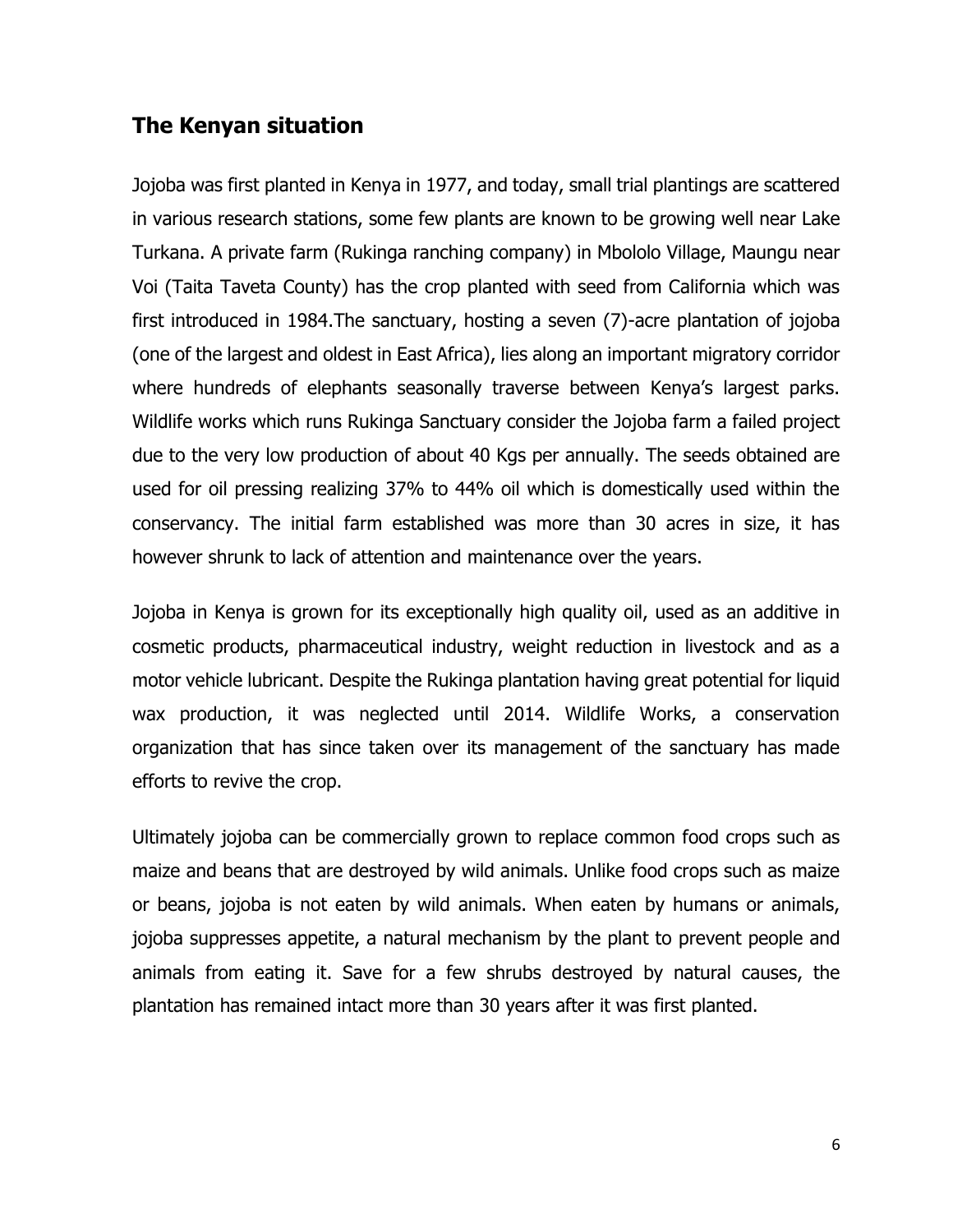## The Kenyan situation

Jojoba was first planted in Kenya in 1977, and today, small trial plantings are scattered in various research stations, some few plants are known to be growing well near Lake Turkana. A private farm (Rukinga ranching company) in Mbololo Village, Maungu near Voi (Taita Taveta County) has the crop planted with seed from California which was first introduced in 1984.The sanctuary, hosting a seven (7)-acre plantation of jojoba (one of the largest and oldest in East Africa), lies along an important migratory corridor where hundreds of elephants seasonally traverse between Kenya's largest parks. Wildlife works which runs Rukinga Sanctuary consider the Jojoba farm a failed project due to the very low production of about 40 Kgs per annually. The seeds obtained are used for oil pressing realizing 37% to 44% oil which is domestically used within the conservancy. The initial farm established was more than 30 acres in size, it has however shrunk to lack of attention and maintenance over the years.

Jojoba in Kenya is grown for its exceptionally high quality oil, used as an additive in cosmetic products, pharmaceutical industry, weight reduction in livestock and as a motor vehicle lubricant. Despite the Rukinga plantation having great potential for liquid wax production, it was neglected until 2014. Wildlife Works, a conservation organization that has since taken over its management of the sanctuary has made efforts to revive the crop.

Ultimately jojoba can be commercially grown to replace common food crops such as maize and beans that are destroyed by wild animals. Unlike food crops such as maize or beans, jojoba is not eaten by wild animals. When eaten by humans or animals, jojoba suppresses appetite, a natural mechanism by the plant to prevent people and animals from eating it. Save for a few shrubs destroyed by natural causes, the plantation has remained intact more than 30 years after it was first planted.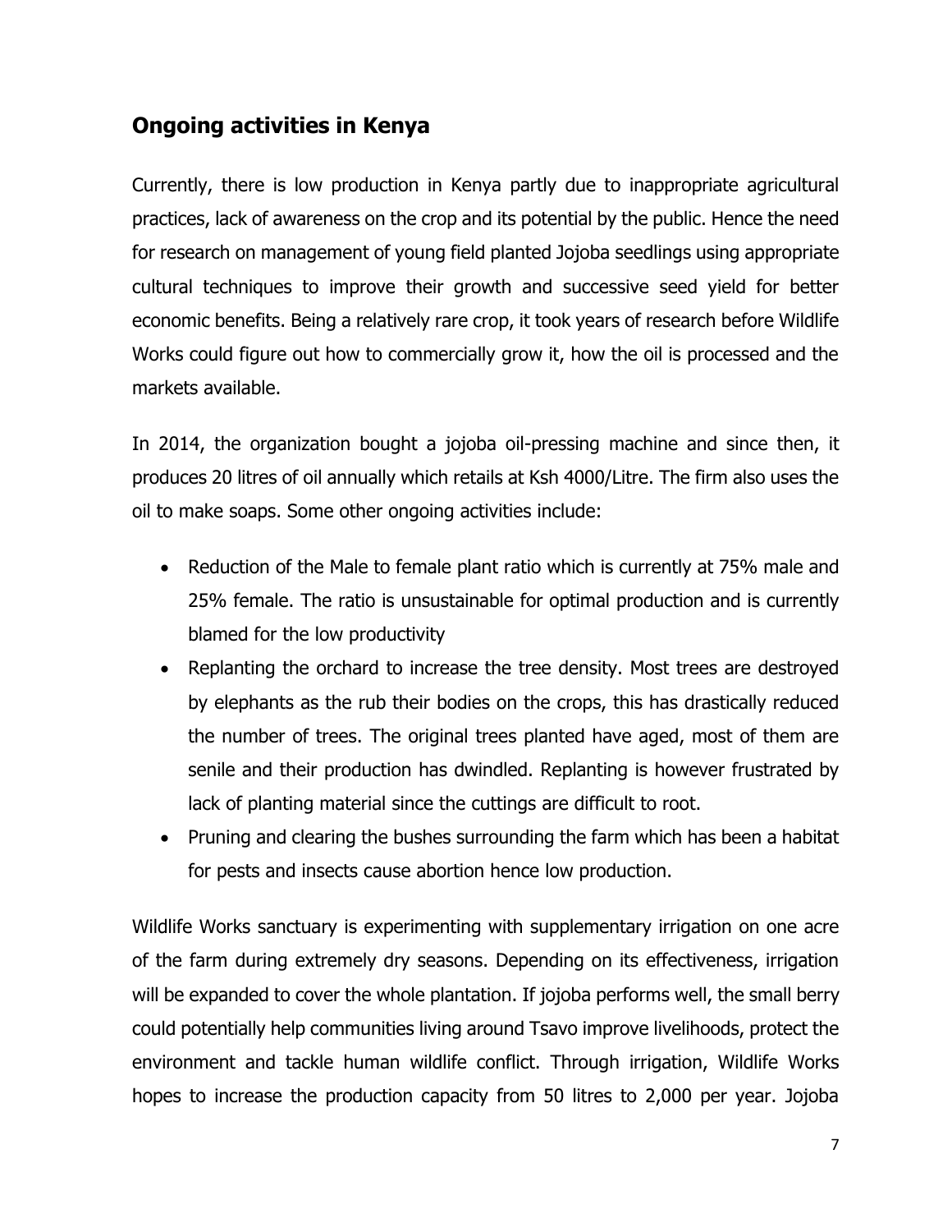## Ongoing activities in Kenya

Currently, there is low production in Kenya partly due to inappropriate agricultural practices, lack of awareness on the crop and its potential by the public. Hence the need for research on management of young field planted Jojoba seedlings using appropriate cultural techniques to improve their growth and successive seed yield for better economic benefits. Being a relatively rare crop, it took years of research before Wildlife Works could figure out how to commercially grow it, how the oil is processed and the markets available.

In 2014, the organization bought a jojoba oil-pressing machine and since then, it produces 20 litres of oil annually which retails at Ksh 4000/Litre. The firm also uses the oil to make soaps. Some other ongoing activities include:

- Reduction of the Male to female plant ratio which is currently at 75% male and 25% female. The ratio is unsustainable for optimal production and is currently blamed for the low productivity
- Replanting the orchard to increase the tree density. Most trees are destroyed by elephants as the rub their bodies on the crops, this has drastically reduced the number of trees. The original trees planted have aged, most of them are senile and their production has dwindled. Replanting is however frustrated by lack of planting material since the cuttings are difficult to root.
- Pruning and clearing the bushes surrounding the farm which has been a habitat for pests and insects cause abortion hence low production.

Wildlife Works sanctuary is experimenting with supplementary irrigation on one acre of the farm during extremely dry seasons. Depending on its effectiveness, irrigation will be expanded to cover the whole plantation. If jojoba performs well, the small berry could potentially help communities living around Tsavo improve livelihoods, protect the environment and tackle human wildlife conflict. Through irrigation, Wildlife Works hopes to increase the production capacity from 50 litres to 2,000 per year. Jojoba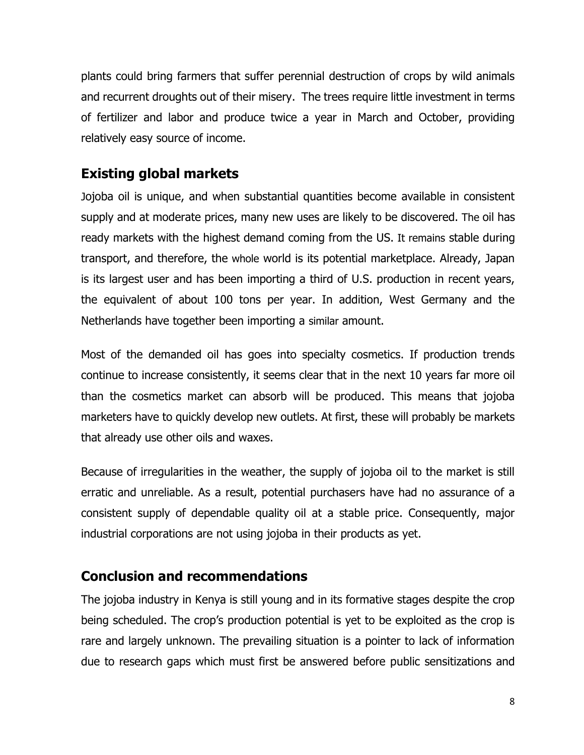plants could bring farmers that suffer perennial destruction of crops by wild animals and recurrent droughts out of their misery. The trees require little investment in terms of fertilizer and labor and produce twice a year in March and October, providing relatively easy source of income.

## Existing global markets

Jojoba oil is unique, and when substantial quantities become available in consistent supply and at moderate prices, many new uses are likely to be discovered. The oil has ready markets with the highest demand coming from the US. It remains stable during transport, and therefore, the whole world is its potential marketplace. Already, Japan is its largest user and has been importing a third of U.S. production in recent years, the equivalent of about 100 tons per year. In addition, West Germany and the Netherlands have together been importing a similar amount.

Most of the demanded oil has goes into specialty cosmetics. If production trends continue to increase consistently, it seems clear that in the next 10 years far more oil than the cosmetics market can absorb will be produced. This means that jojoba marketers have to quickly develop new outlets. At first, these will probably be markets that already use other oils and waxes.

Because of irregularities in the weather, the supply of jojoba oil to the market is still erratic and unreliable. As a result, potential purchasers have had no assurance of a consistent supply of dependable quality oil at a stable price. Consequently, major industrial corporations are not using jojoba in their products as yet.

## Conclusion and recommendations

The jojoba industry in Kenya is still young and in its formative stages despite the crop being scheduled. The crop's production potential is yet to be exploited as the crop is rare and largely unknown. The prevailing situation is a pointer to lack of information due to research gaps which must first be answered before public sensitizations and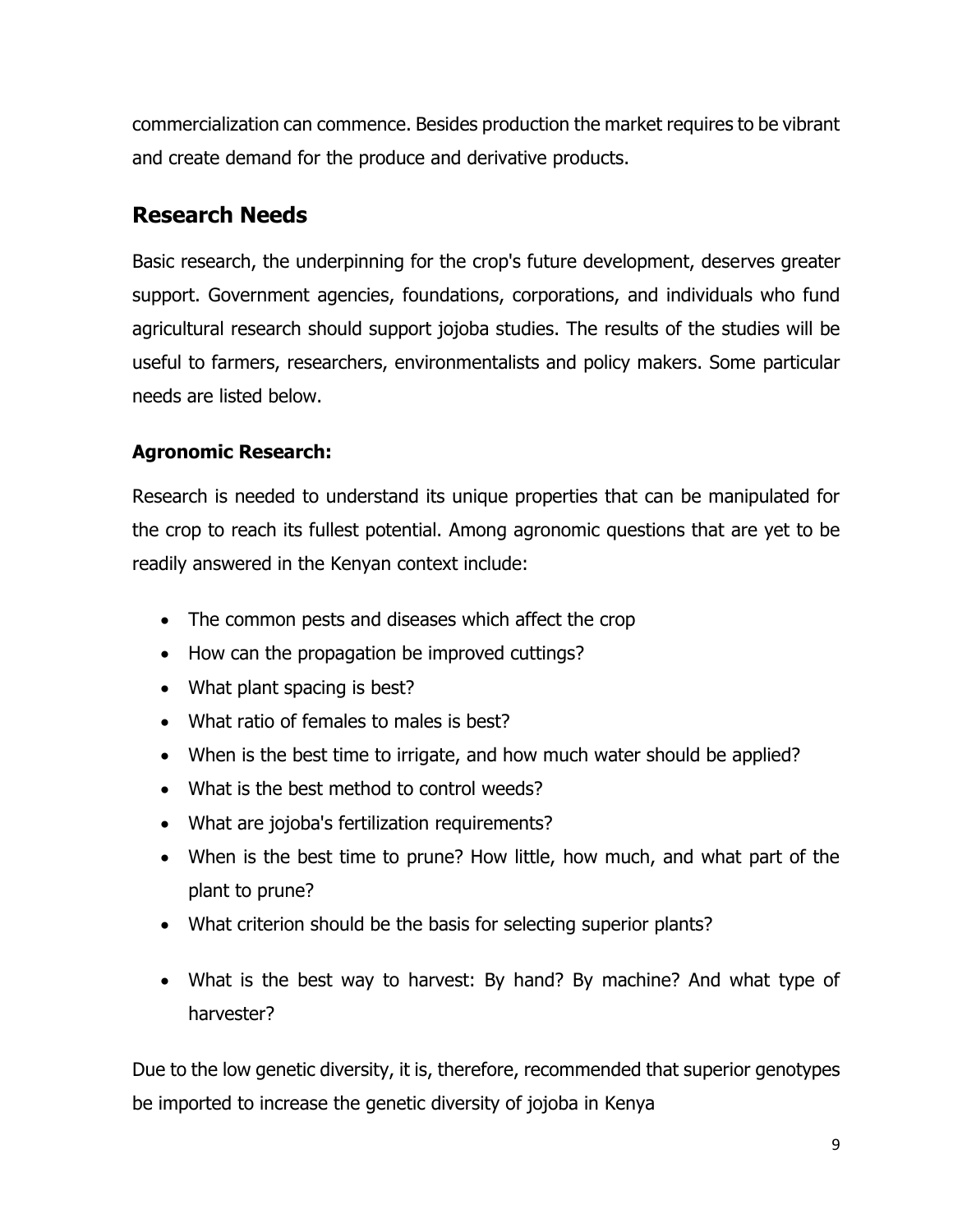commercialization can commence. Besides production the market requires to be vibrant and create demand for the produce and derivative products.

## Research Needs

Basic research, the underpinning for the crop's future development, deserves greater support. Government agencies, foundations, corporations, and individuals who fund agricultural research should support jojoba studies. The results of the studies will be useful to farmers, researchers, environmentalists and policy makers. Some particular needs are listed below.

### Agronomic Research:

Research is needed to understand its unique properties that can be manipulated for the crop to reach its fullest potential. Among agronomic questions that are yet to be readily answered in the Kenyan context include:

- The common pests and diseases which affect the crop
- How can the propagation be improved cuttings?
- What plant spacing is best?
- What ratio of females to males is best?
- When is the best time to irrigate, and how much water should be applied?
- What is the best method to control weeds?
- What are jojoba's fertilization requirements?
- When is the best time to prune? How little, how much, and what part of the plant to prune?
- What criterion should be the basis for selecting superior plants?
- What is the best way to harvest: By hand? By machine? And what type of harvester?

Due to the low genetic diversity, it is, therefore, recommended that superior genotypes be imported to increase the genetic diversity of jojoba in Kenya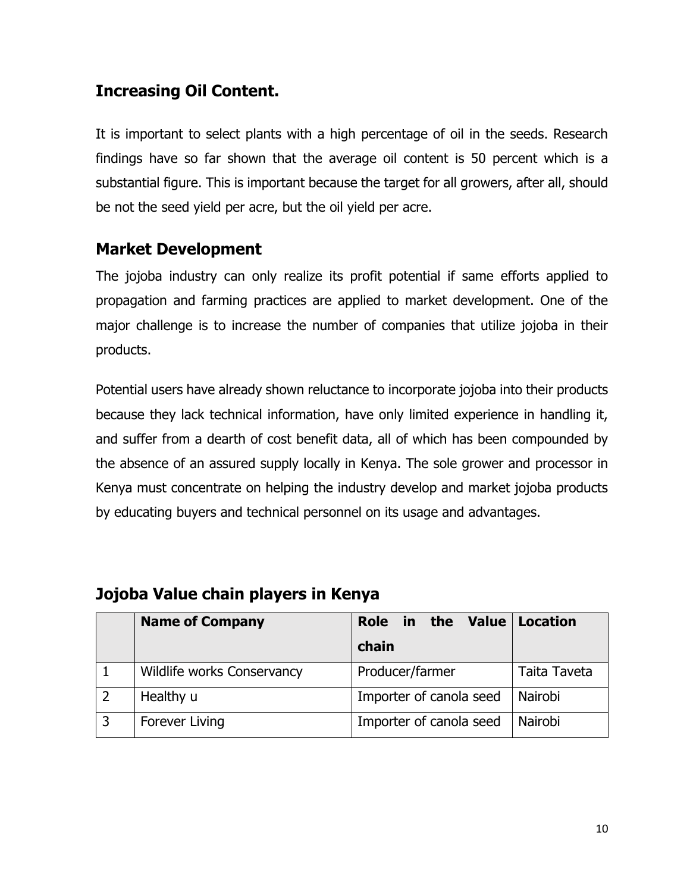## Increasing Oil Content.

It is important to select plants with a high percentage of oil in the seeds. Research findings have so far shown that the average oil content is 50 percent which is a substantial figure. This is important because the target for all growers, after all, should be not the seed yield per acre, but the oil yield per acre.

## Market Development

The jojoba industry can only realize its profit potential if same efforts applied to propagation and farming practices are applied to market development. One of the major challenge is to increase the number of companies that utilize jojoba in their products.

Potential users have already shown reluctance to incorporate jojoba into their products because they lack technical information, have only limited experience in handling it, and suffer from a dearth of cost benefit data, all of which has been compounded by the absence of an assured supply locally in Kenya. The sole grower and processor in Kenya must concentrate on helping the industry develop and market jojoba products by educating buyers and technical personnel on its usage and advantages.

## Jojoba Value chain players in Kenya

| | Name of Company | Role in the Value chain | Location |
|---|---|---|---|
| 1 | Wildlife works Conservancy | Producer/farmer | Taita Taveta |
| 2 | Healthy u | Importer of canola seed | Nairobi |
| 3 | Forever Living | Importer of canola seed | Nairobi |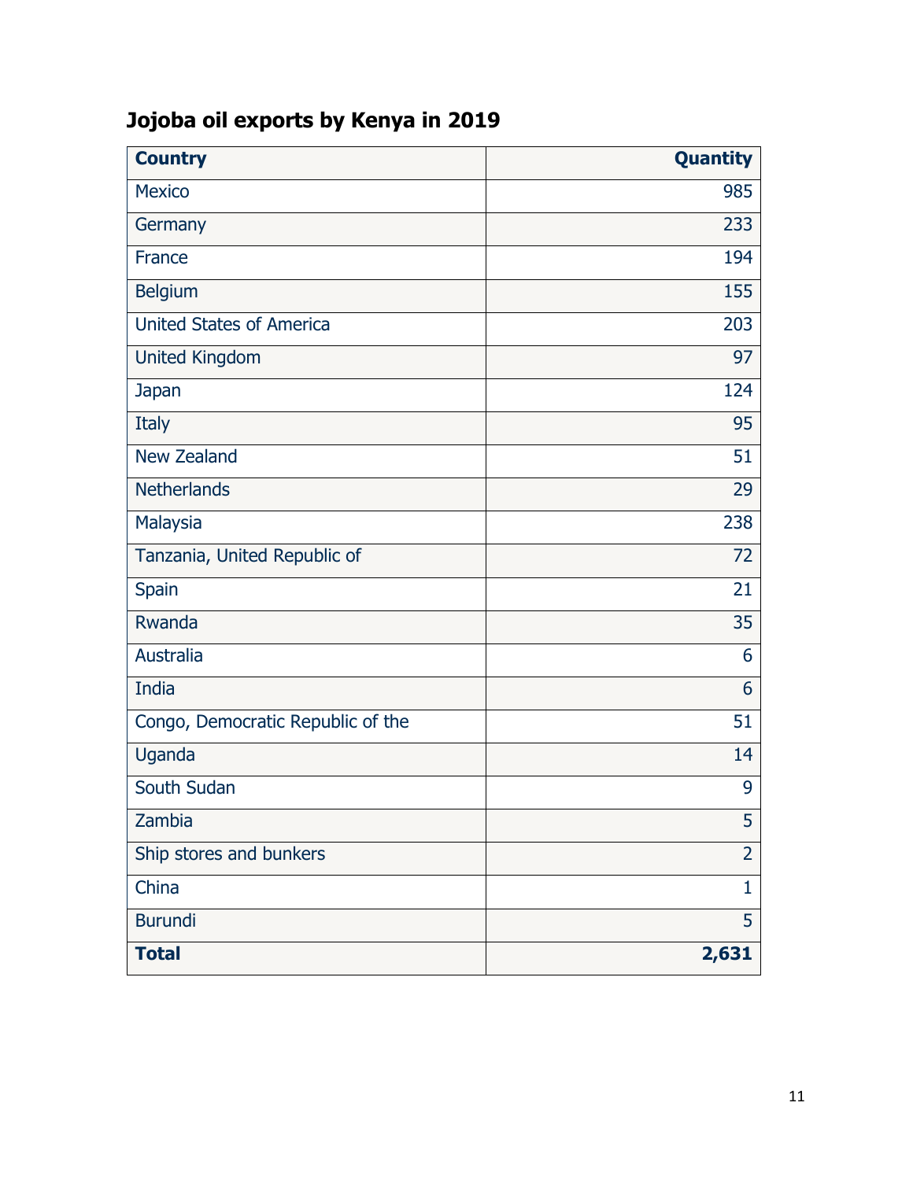## Jojoba oil exports by Kenya in 2019

| Country | Quantity |
|---|---:|
| Mexico | 985 |
| Germany | 233 |
| France | 194 |
| Belgium | 155 |
| United States of America | 203 |
| United Kingdom | 97 |
| Japan | 124 |
| Italy | 95 |
| New Zealand | 51 |
| Netherlands | 29 |
| Malaysia | 238 |
| Tanzania, United Republic of | 72 |
| Spain | 21 |
| Rwanda | 35 |
| Australia | 6 |
| India | 6 |
| Congo, Democratic Republic of the | 51 |
| Uganda | 14 |
| South Sudan | 9 |
| Zambia | 5 |
| Ship stores and bunkers | 2 |
| China | 1 |
| Burundi | 5 |
| **Total** | **2,631** |